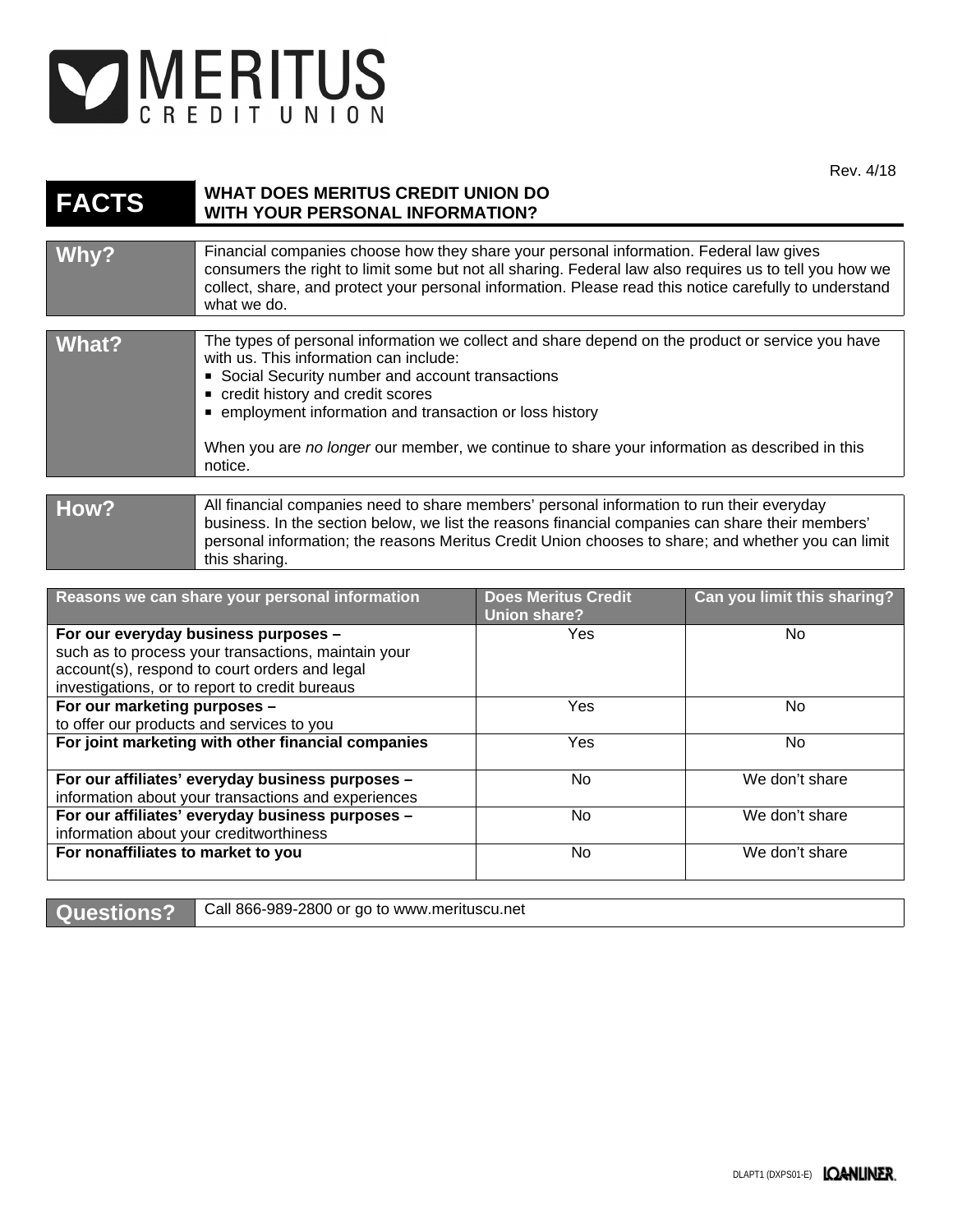# MERITUS CREDIT UNION

Rev. 4/18

## FACTS — WHAT DOES MERITUS CREDIT UNION DO WITH YOUR PERSONAL INFORMATION?

| | |
|---|---|
| **Why?** | Financial companies choose how they share your personal information. Federal law gives consumers the right to limit some but not all sharing. Federal law also requires us to tell you how we collect, share, and protect your personal information. Please read this notice carefully to understand what we do. |

| | |
|---|---|
| **What?** | The types of personal information we collect and share depend on the product or service you have with us. This information can include:<br>■ Social Security number and account transactions<br>■ credit history and credit scores<br>■ employment information and transaction or loss history<br><br>When you are *no longer* our member, we continue to share your information as described in this notice. |

| | |
|---|---|
| **How?** | All financial companies need to share members' personal information to run their everyday business. In the section below, we list the reasons financial companies can share their members' personal information; the reasons Meritus Credit Union chooses to share; and whether you can limit this sharing. |

| Reasons we can share your personal information | Does Meritus Credit Union share? | Can you limit this sharing? |
|---|---|---|
| **For our everyday business purposes –** such as to process your transactions, maintain your account(s), respond to court orders and legal investigations, or to report to credit bureaus | Yes | No |
| **For our marketing purposes –** to offer our products and services to you | Yes | No |
| **For joint marketing with other financial companies** | Yes | No |
| **For our affiliates' everyday business purposes –** information about your transactions and experiences | No | We don't share |
| **For our affiliates' everyday business purposes –** information about your creditworthiness | No | We don't share |
| **For nonaffiliates to market to you** | No | We don't share |

| | |
|---|---|
| **Questions?** | Call 866-989-2800 or go to www.merituscu.net |

DLAPT1 (DXPS01-E) LOANLINER.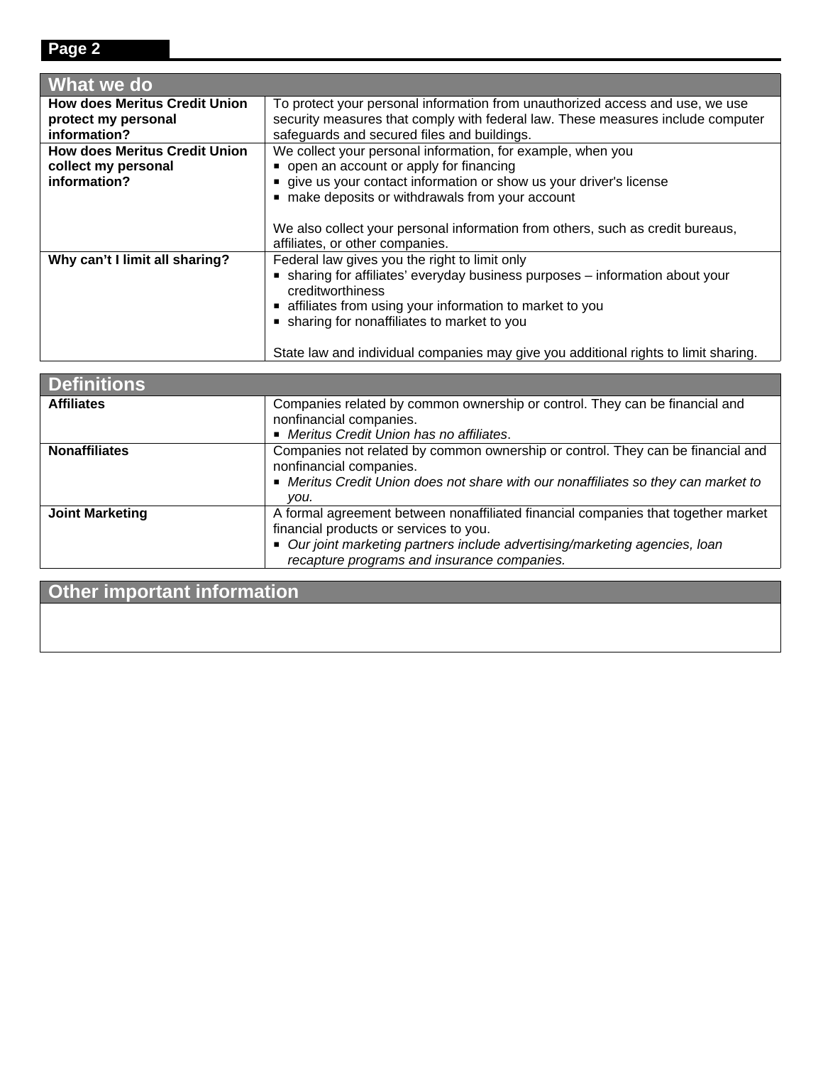| What we do | |
|---|---|
| **How does Meritus Credit Union protect my personal information?** | To protect your personal information from unauthorized access and use, we use security measures that comply with federal law. These measures include computer safeguards and secured files and buildings. |
| **How does Meritus Credit Union collect my personal information?** | We collect your personal information, for example, when you<br>▪ open an account or apply for financing<br>▪ give us your contact information or show us your driver's license<br>▪ make deposits or withdrawals from your account<br><br>We also collect your personal information from others, such as credit bureaus, affiliates, or other companies. |
| **Why can't I limit all sharing?** | Federal law gives you the right to limit only<br>▪ sharing for affiliates' everyday business purposes – information about your creditworthiness<br>▪ affiliates from using your information to market to you<br>▪ sharing for nonaffiliates to market to you<br><br>State law and individual companies may give you additional rights to limit sharing. |

| Definitions | |
|---|---|
| **Affiliates** | Companies related by common ownership or control. They can be financial and nonfinancial companies.<br>▪ *Meritus Credit Union has no affiliates*. |
| **Nonaffiliates** | Companies not related by common ownership or control. They can be financial and nonfinancial companies.<br>▪ *Meritus Credit Union does not share with our nonaffiliates so they can market to you.* |
| **Joint Marketing** | A formal agreement between nonaffiliated financial companies that together market financial products or services to you.<br>▪ *Our joint marketing partners include advertising/marketing agencies, loan recapture programs and insurance companies.* |

| Other important information |
|---|
| |